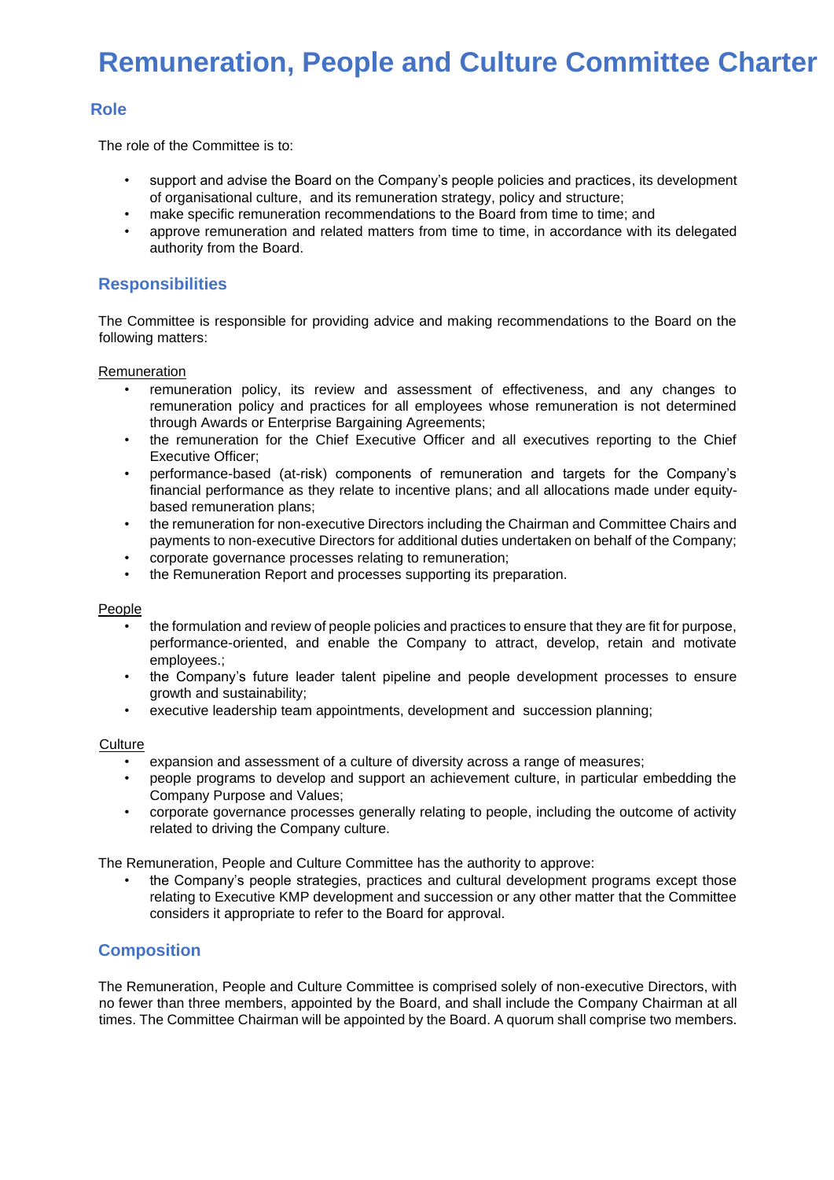# Remuneration, People and Culture Committee Charter

## Role

The role of the Committee is to:

- support and advise the Board on the Company's people policies and practices, its development of organisational culture, and its remuneration strategy, policy and structure;
- make specific remuneration recommendations to the Board from time to time; and
- approve remuneration and related matters from time to time, in accordance with its delegated authority from the Board.

## Responsibilities

The Committee is responsible for providing advice and making recommendations to the Board on the following matters:

Remuneration

- remuneration policy, its review and assessment of effectiveness, and any changes to remuneration policy and practices for all employees whose remuneration is not determined through Awards or Enterprise Bargaining Agreements;
- the remuneration for the Chief Executive Officer and all executives reporting to the Chief Executive Officer;
- performance-based (at-risk) components of remuneration and targets for the Company's financial performance as they relate to incentive plans; and all allocations made under equity-based remuneration plans;
- the remuneration for non-executive Directors including the Chairman and Committee Chairs and payments to non-executive Directors for additional duties undertaken on behalf of the Company;
- corporate governance processes relating to remuneration;
- the Remuneration Report and processes supporting its preparation.

People

- the formulation and review of people policies and practices to ensure that they are fit for purpose, performance-oriented, and enable the Company to attract, develop, retain and motivate employees.;
- the Company's future leader talent pipeline and people development processes to ensure growth and sustainability;
- executive leadership team appointments, development and succession planning;

Culture

- expansion and assessment of a culture of diversity across a range of measures;
- people programs to develop and support an achievement culture, in particular embedding the Company Purpose and Values;
- corporate governance processes generally relating to people, including the outcome of activity related to driving the Company culture.

The Remuneration, People and Culture Committee has the authority to approve:

- the Company's people strategies, practices and cultural development programs except those relating to Executive KMP development and succession or any other matter that the Committee considers it appropriate to refer to the Board for approval.

## Composition

The Remuneration, People and Culture Committee is comprised solely of non-executive Directors, with no fewer than three members, appointed by the Board, and shall include the Company Chairman at all times. The Committee Chairman will be appointed by the Board. A quorum shall comprise two members.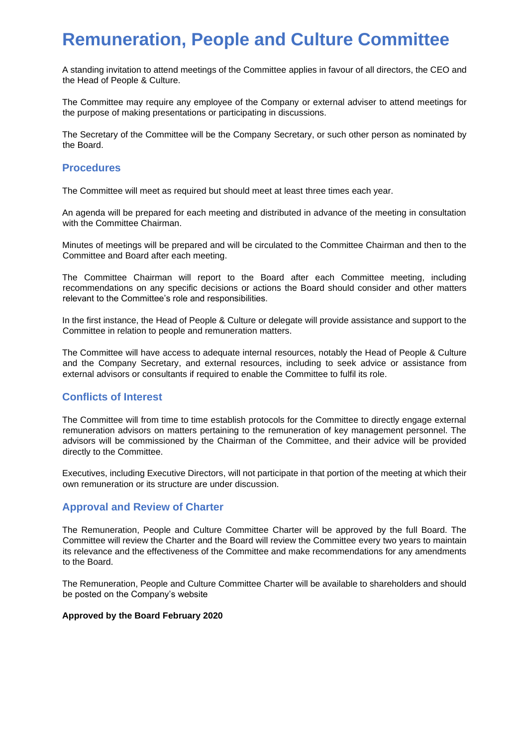# Remuneration, People and Culture Committee

A standing invitation to attend meetings of the Committee applies in favour of all directors, the CEO and the Head of People & Culture.

The Committee may require any employee of the Company or external adviser to attend meetings for the purpose of making presentations or participating in discussions.

The Secretary of the Committee will be the Company Secretary, or such other person as nominated by the Board.

## Procedures

The Committee will meet as required but should meet at least three times each year.

An agenda will be prepared for each meeting and distributed in advance of the meeting in consultation with the Committee Chairman.

Minutes of meetings will be prepared and will be circulated to the Committee Chairman and then to the Committee and Board after each meeting.

The Committee Chairman will report to the Board after each Committee meeting, including recommendations on any specific decisions or actions the Board should consider and other matters relevant to the Committee's role and responsibilities.

In the first instance, the Head of People & Culture or delegate will provide assistance and support to the Committee in relation to people and remuneration matters.

The Committee will have access to adequate internal resources, notably the Head of People & Culture and the Company Secretary, and external resources, including to seek advice or assistance from external advisors or consultants if required to enable the Committee to fulfil its role.

## Conflicts of Interest

The Committee will from time to time establish protocols for the Committee to directly engage external remuneration advisors on matters pertaining to the remuneration of key management personnel. The advisors will be commissioned by the Chairman of the Committee, and their advice will be provided directly to the Committee.

Executives, including Executive Directors, will not participate in that portion of the meeting at which their own remuneration or its structure are under discussion.

## Approval and Review of Charter

The Remuneration, People and Culture Committee Charter will be approved by the full Board. The Committee will review the Charter and the Board will review the Committee every two years to maintain its relevance and the effectiveness of the Committee and make recommendations for any amendments to the Board.

The Remuneration, People and Culture Committee Charter will be available to shareholders and should be posted on the Company's website

**Approved by the Board February 2020**